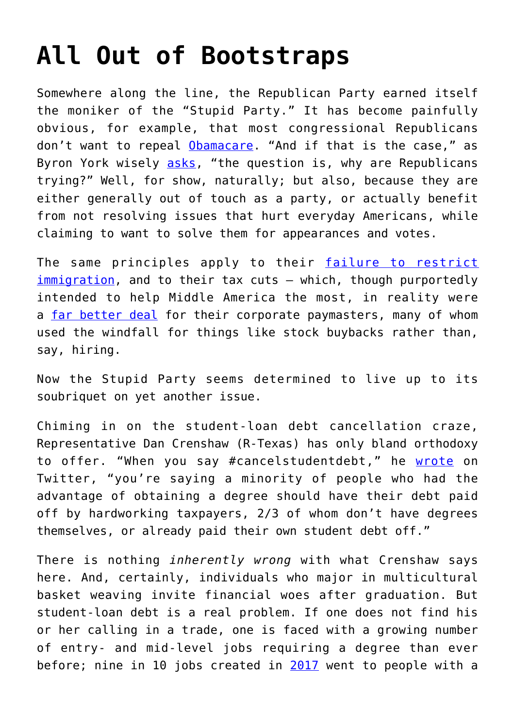# All Out of Bootstraps

Somewhere along the line, the Republican Party earned itself the moniker of the "Stupid Party." It has become painfully obvious, for example, that most congressional Republicans don't want to repeal Obamacare. "And if that is the case," as Byron York wisely asks, "the question is, why are Republicans trying?" Well, for show, naturally; but also, because they are either generally out of touch as a party, or actually benefit from not resolving issues that hurt everyday Americans, while claiming to want to solve them for appearances and votes.

The same principles apply to their failure to restrict immigration, and to their tax cuts – which, though purportedly intended to help Middle America the most, in reality were a far better deal for their corporate paymasters, many of whom used the windfall for things like stock buybacks rather than, say, hiring.

Now the Stupid Party seems determined to live up to its soubriquet on yet another issue.

Chiming in on the student-loan debt cancellation craze, Representative Dan Crenshaw (R-Texas) has only bland orthodoxy to offer. "When you say #cancelstudentdebt," he wrote on Twitter, "you're saying a minority of people who had the advantage of obtaining a degree should have their debt paid off by hardworking taxpayers, 2/3 of whom don't have degrees themselves, or already paid their own student debt off."

There is nothing *inherently wrong* with what Crenshaw says here. And, certainly, individuals who major in multicultural basket weaving invite financial woes after graduation. But student-loan debt is a real problem. If one does not find his or her calling in a trade, one is faced with a growing number of entry- and mid-level jobs requiring a degree than ever before; nine in 10 jobs created in 2017 went to people with a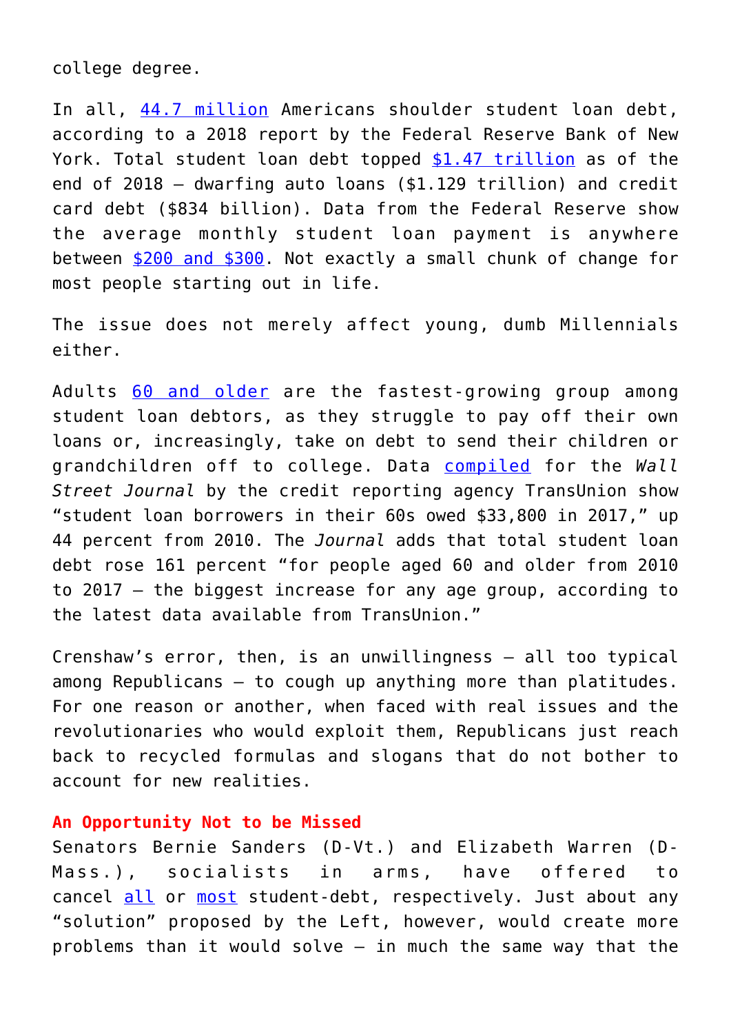college degree.

In all, 44.7 million Americans shoulder student loan debt, according to a 2018 report by the Federal Reserve Bank of New York. Total student loan debt topped $1.47 trillion as of the end of 2018 – dwarfing auto loans ($1.129 trillion) and credit card debt ($834 billion). Data from the Federal Reserve show the average monthly student loan payment is anywhere between $200 and $300. Not exactly a small chunk of change for most people starting out in life.

The issue does not merely affect young, dumb Millennials either.

Adults 60 and older are the fastest-growing group among student loan debtors, as they struggle to pay off their own loans or, increasingly, take on debt to send their children or grandchildren off to college. Data compiled for the *Wall Street Journal* by the credit reporting agency TransUnion show "student loan borrowers in their 60s owed $33,800 in 2017," up 44 percent from 2010. The *Journal* adds that total student loan debt rose 161 percent "for people aged 60 and older from 2010 to 2017 – the biggest increase for any age group, according to the latest data available from TransUnion."

Crenshaw's error, then, is an unwillingness – all too typical among Republicans – to cough up anything more than platitudes. For one reason or another, when faced with real issues and the revolutionaries who would exploit them, Republicans just reach back to recycled formulas and slogans that do not bother to account for new realities.

**An Opportunity Not to be Missed**

Senators Bernie Sanders (D-Vt.) and Elizabeth Warren (D-Mass.), socialists in arms, have offered to cancel all or most student-debt, respectively. Just about any "solution" proposed by the Left, however, would create more problems than it would solve – in much the same way that the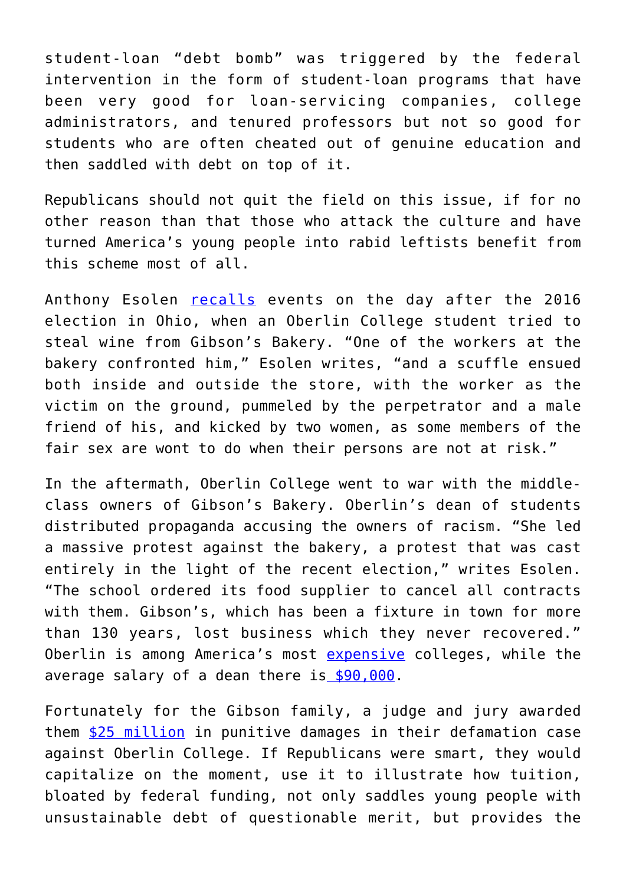student-loan “debt bomb” was triggered by the federal intervention in the form of student-loan programs that have been very good for loan-servicing companies, college administrators, and tenured professors but not so good for students who are often cheated out of genuine education and then saddled with debt on top of it.

Republicans should not quit the field on this issue, if for no other reason than that those who attack the culture and have turned America’s young people into rabid leftists benefit from this scheme most of all.

Anthony Esolen recalls events on the day after the 2016 election in Ohio, when an Oberlin College student tried to steal wine from Gibson’s Bakery. “One of the workers at the bakery confronted him,” Esolen writes, “and a scuffle ensued both inside and outside the store, with the worker as the victim on the ground, pummeled by the perpetrator and a male friend of his, and kicked by two women, as some members of the fair sex are wont to do when their persons are not at risk.”

In the aftermath, Oberlin College went to war with the middle-class owners of Gibson’s Bakery. Oberlin’s dean of students distributed propaganda accusing the owners of racism. “She led a massive protest against the bakery, a protest that was cast entirely in the light of the recent election,” writes Esolen. “The school ordered its food supplier to cancel all contracts with them. Gibson’s, which has been a fixture in town for more than 130 years, lost business which they never recovered.” Oberlin is among America’s most expensive colleges, while the average salary of a dean there is $90,000.

Fortunately for the Gibson family, a judge and jury awarded them $25 million in punitive damages in their defamation case against Oberlin College. If Republicans were smart, they would capitalize on the moment, use it to illustrate how tuition, bloated by federal funding, not only saddles young people with unsustainable debt of questionable merit, but provides the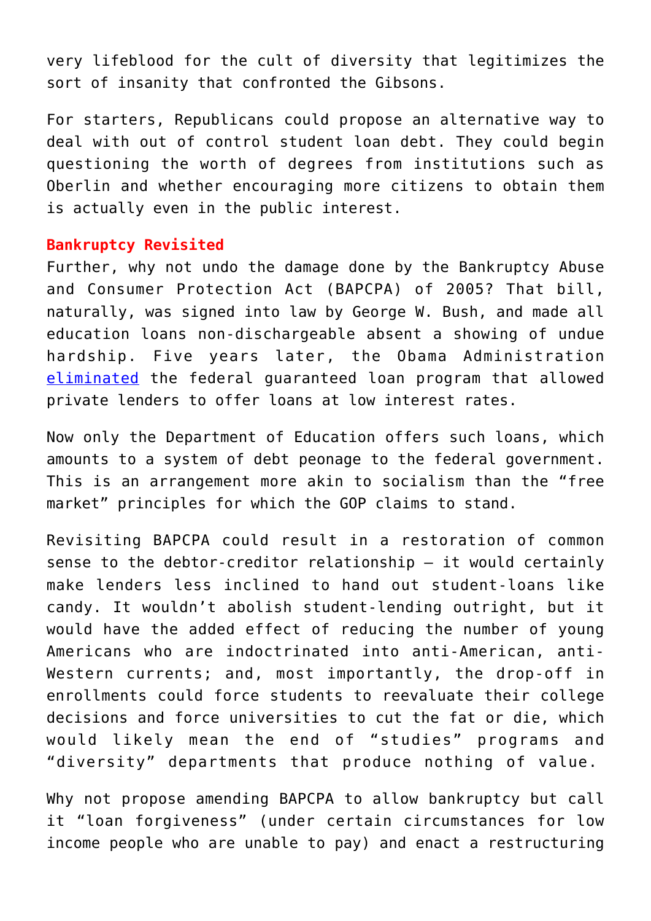very lifeblood for the cult of diversity that legitimizes the sort of insanity that confronted the Gibsons.

For starters, Republicans could propose an alternative way to deal with out of control student loan debt. They could begin questioning the worth of degrees from institutions such as Oberlin and whether encouraging more citizens to obtain them is actually even in the public interest.

### Bankruptcy Revisited

Further, why not undo the damage done by the Bankruptcy Abuse and Consumer Protection Act (BAPCPA) of 2005? That bill, naturally, was signed into law by George W. Bush, and made all education loans non-dischargeable absent a showing of undue hardship. Five years later, the Obama Administration eliminated the federal guaranteed loan program that allowed private lenders to offer loans at low interest rates.

Now only the Department of Education offers such loans, which amounts to a system of debt peonage to the federal government. This is an arrangement more akin to socialism than the "free market" principles for which the GOP claims to stand.

Revisiting BAPCPA could result in a restoration of common sense to the debtor-creditor relationship – it would certainly make lenders less inclined to hand out student-loans like candy. It wouldn't abolish student-lending outright, but it would have the added effect of reducing the number of young Americans who are indoctrinated into anti-American, anti-Western currents; and, most importantly, the drop-off in enrollments could force students to reevaluate their college decisions and force universities to cut the fat or die, which would likely mean the end of "studies" programs and "diversity" departments that produce nothing of value.

Why not propose amending BAPCPA to allow bankruptcy but call it "loan forgiveness" (under certain circumstances for low income people who are unable to pay) and enact a restructuring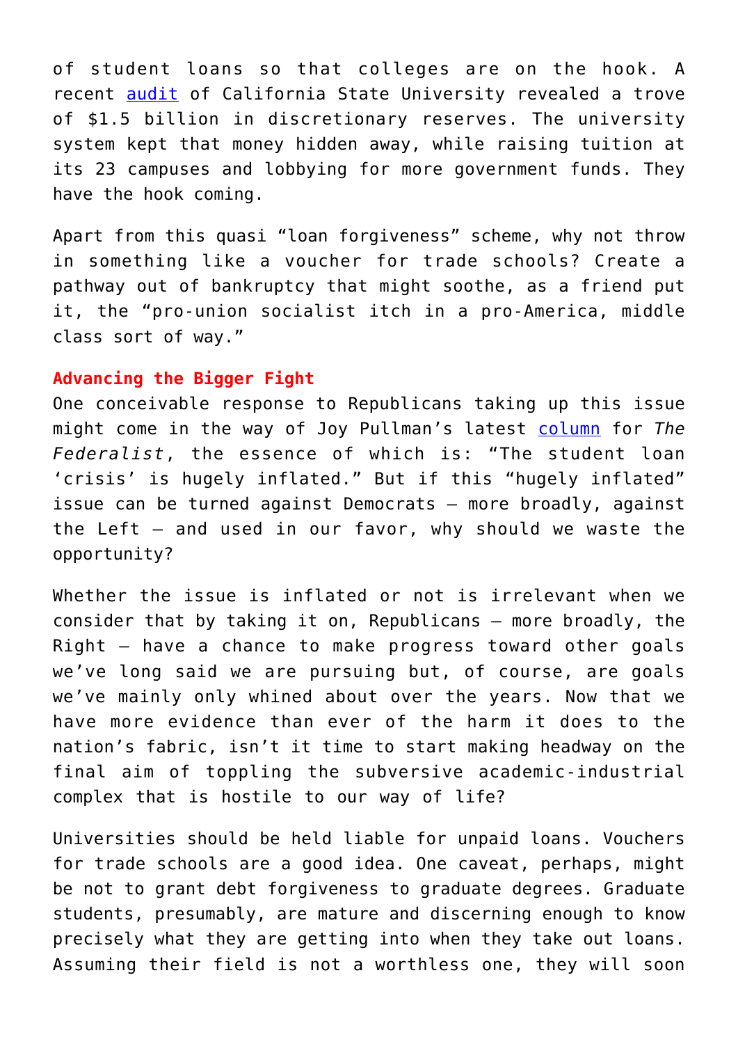of student loans so that colleges are on the hook. A recent [audit](#) of California State University revealed a trove of $1.5 billion in discretionary reserves. The university system kept that money hidden away, while raising tuition at its 23 campuses and lobbying for more government funds. They have the hook coming.

Apart from this quasi "loan forgiveness" scheme, why not throw in something like a voucher for trade schools? Create a pathway out of bankruptcy that might soothe, as a friend put it, the "pro-union socialist itch in a pro-America, middle class sort of way."

### Advancing the Bigger Fight

One conceivable response to Republicans taking up this issue might come in the way of Joy Pullman's latest [column](#) for *The Federalist*, the essence of which is: "The student loan 'crisis' is hugely inflated." But if this "hugely inflated" issue can be turned against Democrats — more broadly, against the Left — and used in our favor, why should we waste the opportunity?

Whether the issue is inflated or not is irrelevant when we consider that by taking it on, Republicans — more broadly, the Right — have a chance to make progress toward other goals we've long said we are pursuing but, of course, are goals we've mainly only whined about over the years. Now that we have more evidence than ever of the harm it does to the nation's fabric, isn't it time to start making headway on the final aim of toppling the subversive academic-industrial complex that is hostile to our way of life?

Universities should be held liable for unpaid loans. Vouchers for trade schools are a good idea. One caveat, perhaps, might be not to grant debt forgiveness to graduate degrees. Graduate students, presumably, are mature and discerning enough to know precisely what they are getting into when they take out loans. Assuming their field is not a worthless one, they will soon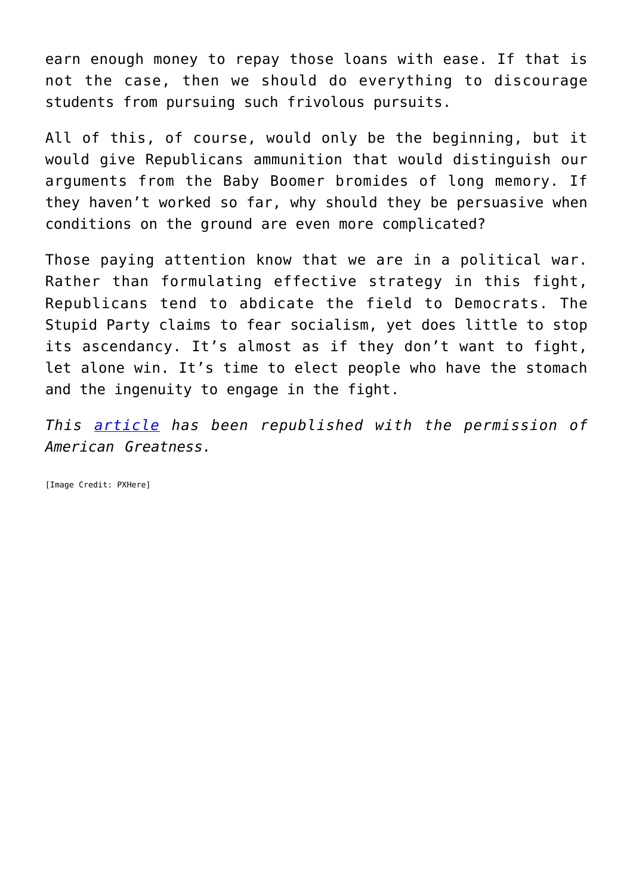earn enough money to repay those loans with ease. If that is not the case, then we should do everything to discourage students from pursuing such frivolous pursuits.

All of this, of course, would only be the beginning, but it would give Republicans ammunition that would distinguish our arguments from the Baby Boomer bromides of long memory. If they haven't worked so far, why should they be persuasive when conditions on the ground are even more complicated?

Those paying attention know that we are in a political war. Rather than formulating effective strategy in this fight, Republicans tend to abdicate the field to Democrats. The Stupid Party claims to fear socialism, yet does little to stop its ascendancy. It's almost as if they don't want to fight, let alone win. It's time to elect people who have the stomach and the ingenuity to engage in the fight.

*This article has been republished with the permission of American Greatness.*

[Image Credit: PXHere]